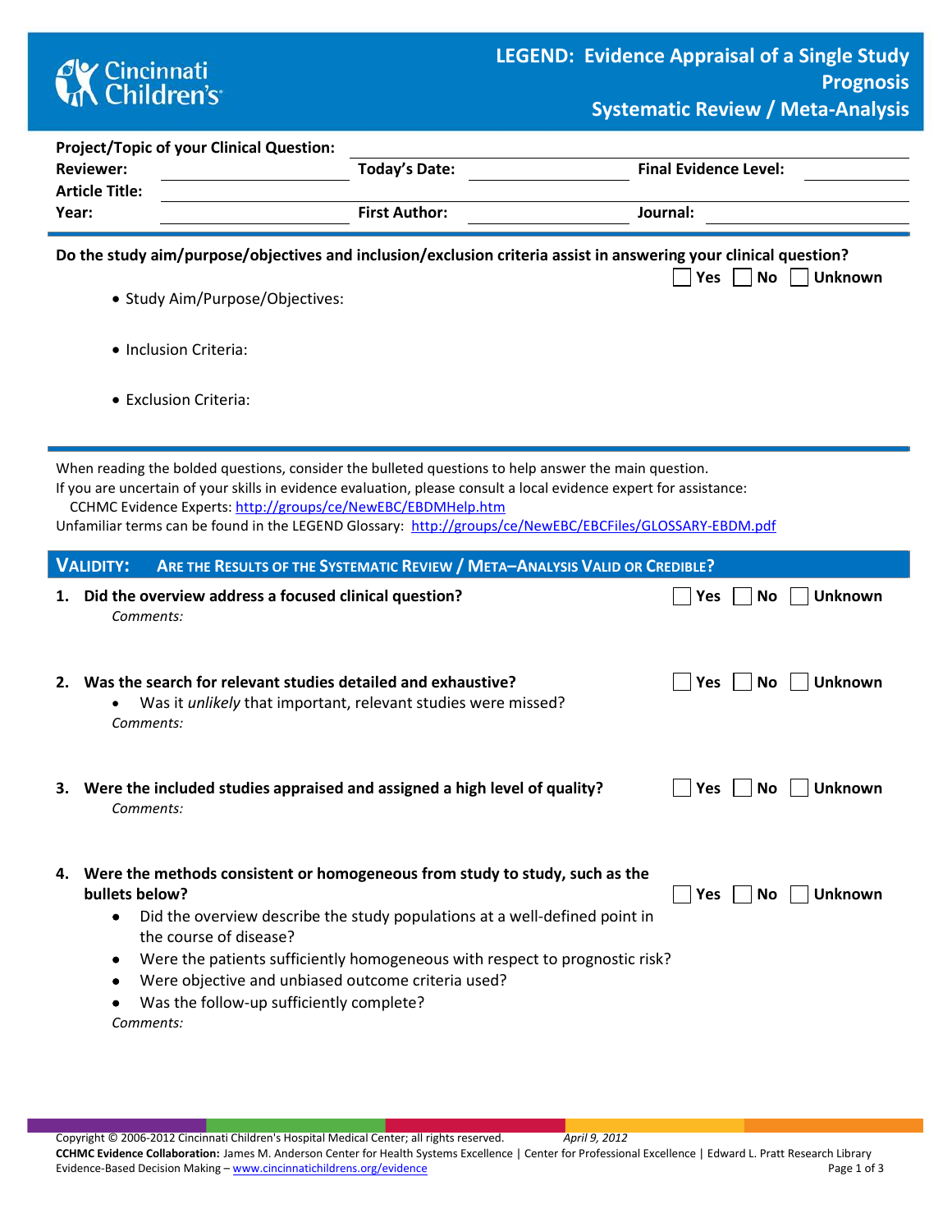# LEGEND: Evidence Appraisal of a Single Study
## Prognosis
## Systematic Review / Meta-Analysis

**Project/Topic of your Clinical Question:** ______________________

**Reviewer:** ______________ **Today's Date:** ______________ **Final Evidence Level:** ______________

**Article Title:** ______________________

**Year:** ______________ **First Author:** ______________ **Journal:** ______________

---

**Do the study aim/purpose/objectives and inclusion/exclusion criteria assist in answering your clinical question?** ☐ Yes ☐ No ☐ Unknown

- Study Aim/Purpose/Objectives:
- Inclusion Criteria:
- Exclusion Criteria:

---

When reading the bolded questions, consider the bulleted questions to help answer the main question.
If you are uncertain of your skills in evidence evaluation, please consult a local evidence expert for assistance:
CCHMC Evidence Experts: http://groups/ce/NewEBC/EBDMHelp.htm
Unfamiliar terms can be found in the LEGEND Glossary: http://groups/ce/NewEBC/EBCFiles/GLOSSARY-EBDM.pdf

## VALIDITY: ARE THE RESULTS OF THE SYSTEMATIC REVIEW / META–ANALYSIS VALID OR CREDIBLE?

1. **Did the overview address a focused clinical question?** ☐ Yes ☐ No ☐ Unknown
   *Comments:*

2. **Was the search for relevant studies detailed and exhaustive?** ☐ Yes ☐ No ☐ Unknown
   - Was it *unlikely* that important, relevant studies were missed?

   *Comments:*

3. **Were the included studies appraised and assigned a high level of quality?** ☐ Yes ☐ No ☐ Unknown
   *Comments:*

4. **Were the methods consistent or homogeneous from study to study, such as the bullets below?** ☐ Yes ☐ No ☐ Unknown
   - Did the overview describe the study populations at a well-defined point in the course of disease?
   - Were the patients sufficiently homogeneous with respect to prognostic risk?
   - Were objective and unbiased outcome criteria used?
   - Was the follow-up sufficiently complete?

   *Comments:*

Copyright © 2006-2012 Cincinnati Children's Hospital Medical Center; all rights reserved. *April 9, 2012*
**CCHMC Evidence Collaboration:** James M. Anderson Center for Health Systems Excellence | Center for Professional Excellence | Edward L. Pratt Research Library
Evidence-Based Decision Making – www.cincinnatichildrens.org/evidence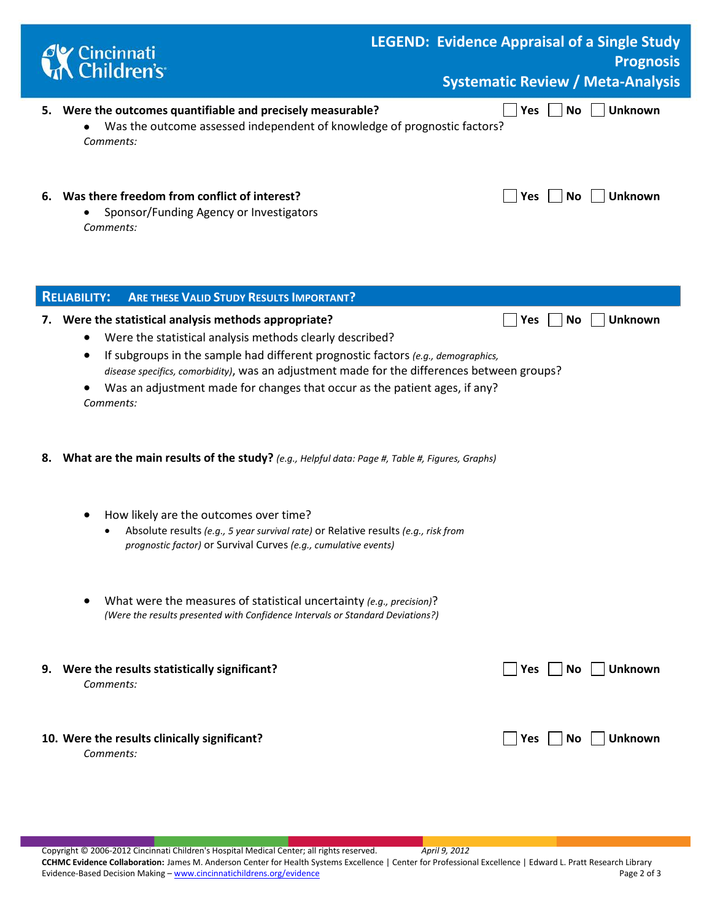5. **Were the outcomes quantifiable and precisely measurable?** ☐ Yes ☐ No ☐ Unknown
   - Was the outcome assessed independent of knowledge of prognostic factors?

   *Comments:*

6. **Was there freedom from conflict of interest?** ☐ Yes ☐ No ☐ Unknown
   - Sponsor/Funding Agency or Investigators

   *Comments:*

## RELIABILITY: ARE THESE VALID STUDY RESULTS IMPORTANT?

7. **Were the statistical analysis methods appropriate?** ☐ Yes ☐ No ☐ Unknown
   - Were the statistical analysis methods clearly described?
   - If subgroups in the sample had different prognostic factors *(e.g., demographics, disease specifics, comorbidity)*, was an adjustment made for the differences between groups?
   - Was an adjustment made for changes that occur as the patient ages, if any?

   *Comments:*

8. **What are the main results of the study?** *(e.g., Helpful data: Page #, Table #, Figures, Graphs)*
   - How likely are the outcomes over time?
     - Absolute results *(e.g., 5 year survival rate)* or Relative results *(e.g., risk from prognostic factor)* or Survival Curves *(e.g., cumulative events)*
   - What were the measures of statistical uncertainty *(e.g., precision)*?
     *(Were the results presented with Confidence Intervals or Standard Deviations?)*

9. **Were the results statistically significant?** ☐ Yes ☐ No ☐ Unknown

   *Comments:*

10. **Were the results clinically significant?** ☐ Yes ☐ No ☐ Unknown

    *Comments:*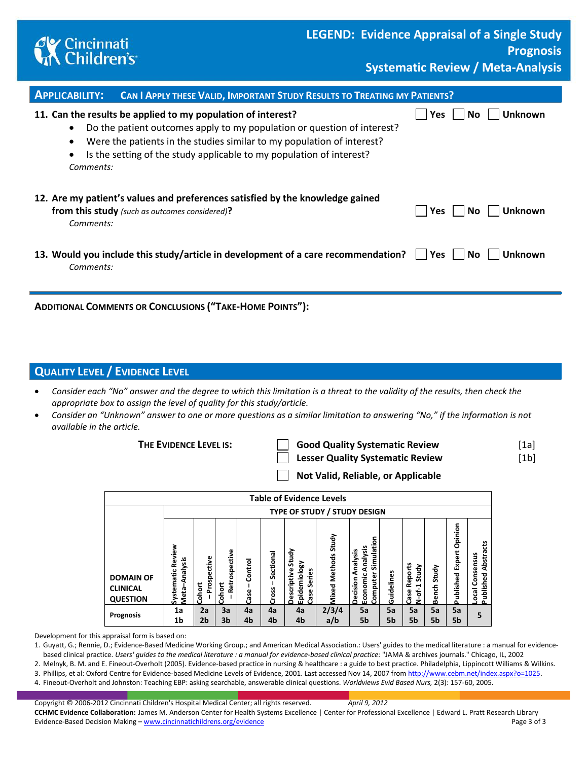# LEGEND: Evidence Appraisal of a Single Study
## Prognosis
## Systematic Review / Meta-Analysis

## APPLICABILITY: CAN I APPLY THESE VALID, IMPORTANT STUDY RESULTS TO TREATING MY PATIENTS?

**11. Can the results be applied to my population of interest?** ☐ Yes ☐ No ☐ Unknown

- Do the patient outcomes apply to my population or question of interest?
- Were the patients in the studies similar to my population of interest?
- Is the setting of the study applicable to my population of interest?

*Comments:*

**12. Are my patient's values and preferences satisfied by the knowledge gained from this study** *(such as outcomes considered)***?** ☐ Yes ☐ No ☐ Unknown

*Comments:*

**13. Would you include this study/article in development of a care recommendation?** ☐ Yes ☐ No ☐ Unknown

*Comments:*

**ADDITIONAL COMMENTS OR CONCLUSIONS ("TAKE-HOME POINTS"):**

## QUALITY LEVEL / EVIDENCE LEVEL

- *Consider each "No" answer and the degree to which this limitation is a threat to the validity of the results, then check the appropriate box to assign the level of quality for this study/article.*
- *Consider an "Unknown" answer to one or more questions as a similar limitation to answering "No," if the information is not available in the article.*

**THE EVIDENCE LEVEL IS:**

☐ **Good Quality Systematic Review** [1a]
☐ **Lesser Quality Systematic Review** [1b]
☐ **Not Valid, Reliable, or Applicable**

**Table of Evidence Levels**

| DOMAIN OF CLINICAL QUESTION | TYPE OF STUDY / STUDY DESIGN | | | | | | | | | | | | | |
|---|---|---|---|---|---|---|---|---|---|---|---|---|---|---|
| | Systematic Review Meta-Analysis | Cohort – Prospective | Cohort – Retrospective | Case – Control | Cross – Sectional | Descriptive Study Epidemiology Case Series | Mixed Methods Study | Decision Analysis Economic Analysis Computer Simulation | Guidelines | Case Reports N-of-1 Study | Bench Study | Published Expert Opinion | Local Consensus Published Abstracts |
| Prognosis | 1a 1b | 2a 2b | 3a 3b | 4a 4b | 4a 4b | 4a 4b | 2/3/4 a/b | 5a 5b | 5a 5b | 5a 5b | 5a 5b | 5a 5b | 5 |

Development for this appraisal form is based on:

1. Guyatt, G.; Rennie, D.; Evidence-Based Medicine Working Group.; and American Medical Association.: Users' guides to the medical literature : a manual for evidence-based clinical practice. *Users' guides to the medical literature : a manual for evidence-based clinical practice:* "JAMA & archives journals." Chicago, IL, 2002
2. Melnyk, B. M. and E. Fineout-Overholt (2005). Evidence-based practice in nursing & healthcare : a guide to best practice. Philadelphia, Lippincott Williams & Wilkins.
3. Phillips, et al: Oxford Centre for Evidence-based Medicine Levels of Evidence, 2001. Last accessed Nov 14, 2007 from http://www.cebm.net/index.aspx?o=1025.
4. Fineout-Overholt and Johnston: Teaching EBP: asking searchable, answerable clinical questions. *Worldviews Evid Based Nurs,* 2(3): 157-60, 2005.

Copyright © 2006-2012 Cincinnati Children's Hospital Medical Center; all rights reserved. *April 9, 2012*
**CCHMC Evidence Collaboration:** James M. Anderson Center for Health Systems Excellence | Center for Professional Excellence | Edward L. Pratt Research Library
Evidence-Based Decision Making – www.cincinnatichildrens.org/evidence